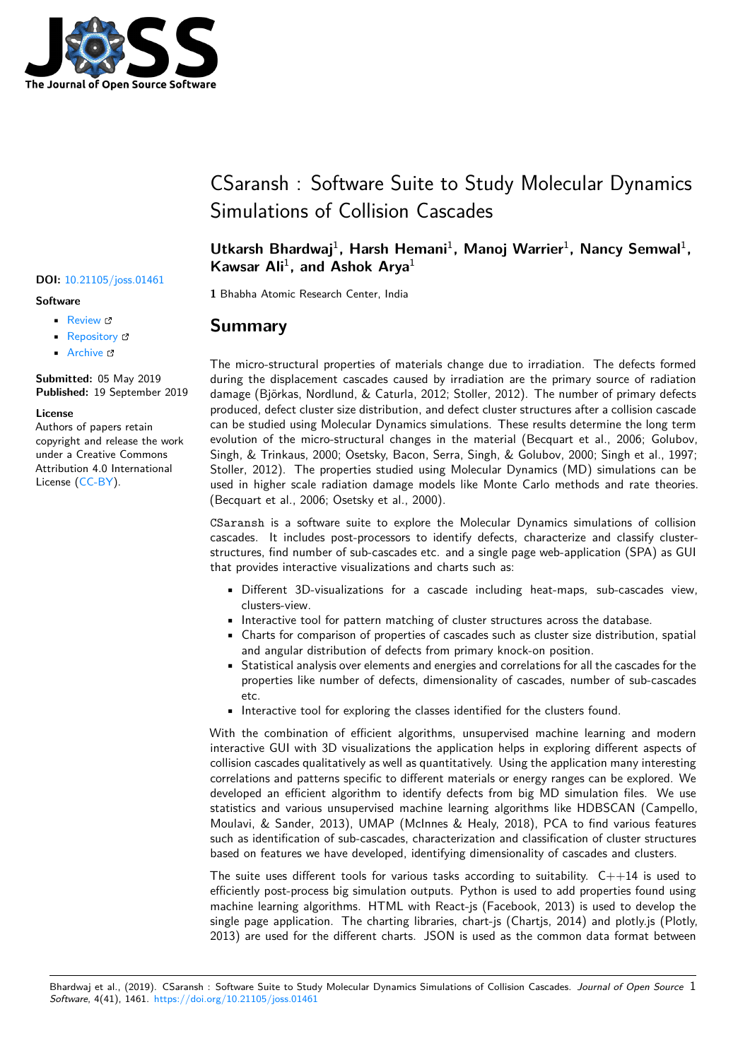# CSaransh : Software Suite to Study Molecular Dynamics Simulations of Collision Cascades

**Utkarsh Bhardwaj[1], Harsh Hemani[1], Manoj Warrier[1], Nancy Semwal[1], Kawsar Ali[1], and Ashok Arya[1]**

**1** Bhabha Atomic Research Center, India

**DOI:** 10.21105/joss.01461

**Software**

- Review
- Repository
- Archive

**Submitted:** 05 May 2019
**Published:** 19 September 2019

**License**
Authors of papers retain copyright and release the work under a Creative Commons Attribution 4.0 International License (CC-BY).

## Summary

The micro-structural properties of materials change due to irradiation. The defects formed during the displacement cascades caused by irradiation are the primary source of radiation damage (Björkas, Nordlund, & Caturla, 2012; Stoller, 2012). The number of primary defects produced, defect cluster size distribution, and defect cluster structures after a collision cascade can be studied using Molecular Dynamics simulations. These results determine the long term evolution of the micro-structural changes in the material (Becquart et al., 2006; Golubov, Singh, & Trinkaus, 2000; Osetsky, Bacon, Serra, Singh, & Golubov, 2000; Singh et al., 1997; Stoller, 2012). The properties studied using Molecular Dynamics (MD) simulations can be used in higher scale radiation damage models like Monte Carlo methods and rate theories. (Becquart et al., 2006; Osetsky et al., 2000).

`CSaransh` is a software suite to explore the Molecular Dynamics simulations of collision cascades. It includes post-processors to identify defects, characterize and classify cluster-structures, find number of sub-cascades etc. and a single page web-application (SPA) as GUI that provides interactive visualizations and charts such as:

- Different 3D-visualizations for a cascade including heat-maps, sub-cascades view, clusters-view.
- Interactive tool for pattern matching of cluster structures across the database.
- Charts for comparison of properties of cascades such as cluster size distribution, spatial and angular distribution of defects from primary knock-on position.
- Statistical analysis over elements and energies and correlations for all the cascades for the properties like number of defects, dimensionality of cascades, number of sub-cascades etc.
- Interactive tool for exploring the classes identified for the clusters found.

With the combination of efficient algorithms, unsupervised machine learning and modern interactive GUI with 3D visualizations the application helps in exploring different aspects of collision cascades qualitatively as well as quantitatively. Using the application many interesting correlations and patterns specific to different materials or energy ranges can be explored. We developed an efficient algorithm to identify defects from big MD simulation files. We use statistics and various unsupervised machine learning algorithms like HDBSCAN (Campello, Moulavi, & Sander, 2013), UMAP (McInnes & Healy, 2018), PCA to find various features such as identification of sub-cascades, characterization and classification of cluster structures based on features we have developed, identifying dimensionality of cascades and clusters.

The suite uses different tools for various tasks according to suitability. C++14 is used to efficiently post-process big simulation outputs. Python is used to add properties found using machine learning algorithms. HTML with React-js (Facebook, 2013) is used to develop the single page application. The charting libraries, chart-js (Chartjs, 2014) and plotly.js (Plotly, 2013) are used for the different charts. JSON is used as the common data format between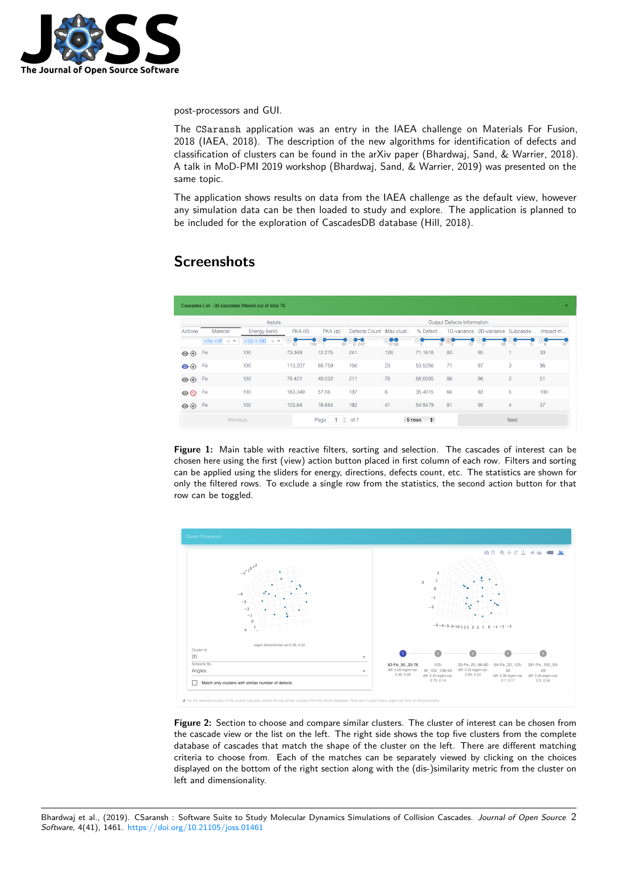post-processors and GUI.

The `CSaransh` application was an entry in the IAEA challenge on Materials For Fusion, 2018 (IAEA, 2018). The description of the new algorithms for identification of defects and classification of clusters can be found in the arXiv paper (Bhardwaj, Sand, & Warrier, 2018). A talk in MoD-PMI 2019 workshop (Bhardwaj, Sand, & Warrier, 2019) was presented on the same topic.

The application shows results on data from the IAEA challenge as the default view, however any simulation data can be then loaded to study and explore. The application is planned to be included for the exploration of CascadesDB database (Hill, 2018).

## Screenshots

**Figure 1:** Main table with reactive filters, sorting and selection. The cascades of interest can be chosen here using the first (view) action button placed in first column of each row. Filters and sorting can be applied using the sliders for energy, directions, defects count, etc. The statistics are shown for only the filtered rows. To exclude a single row from the statistics, the second action button for that row can be toggled.

**Figure 2:** Section to choose and compare similar clusters. The cluster of interest can be chosen from the cascade view or the list on the left. The right side shows the top five clusters from the complete database of cascades that match the shape of the cluster on the left. There are different matching criteria to choose from. Each of the matches can be separately viewed by clicking on the choices displayed on the bottom of the right section along with the (dis-)similarity metric from the cluster on left and dimensionality.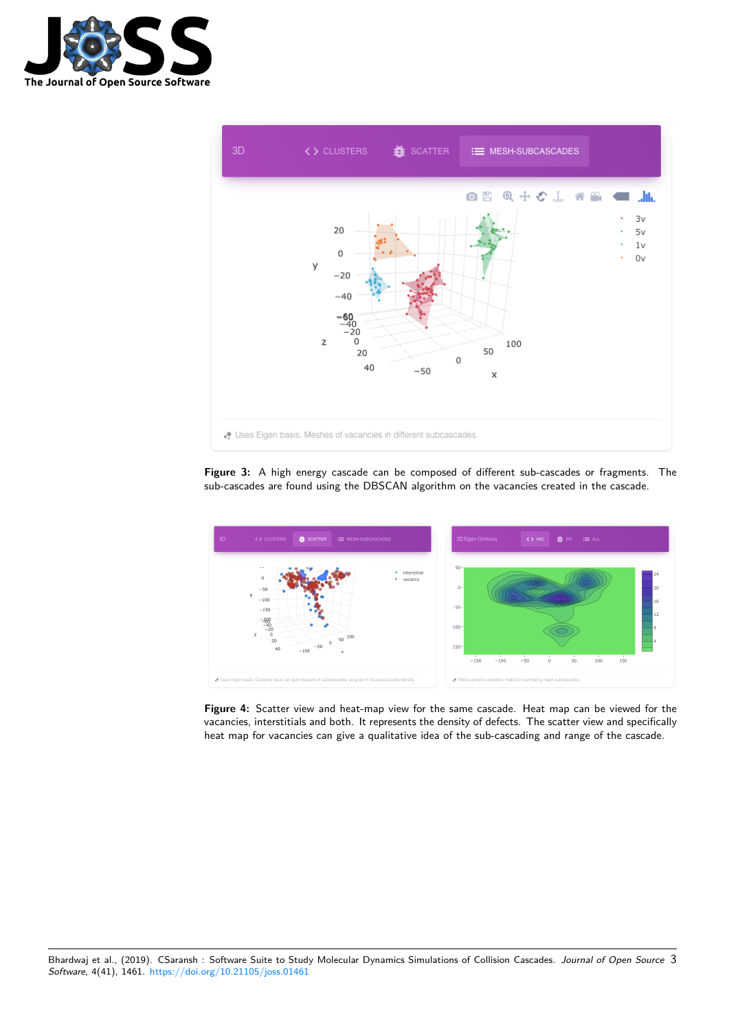**Figure 3:** A high energy cascade can be composed of different sub-cascades or fragments. The sub-cascades are found using the DBSCAN algorithm on the vacancies created in the cascade.

**Figure 4:** Scatter view and heat-map view for the same cascade. Heat map can be viewed for the vacancies, interstitials and both. It represents the density of defects. The scatter view and specifically heat map for vacancies can give a qualitative idea of the sub-cascading and range of the cascade.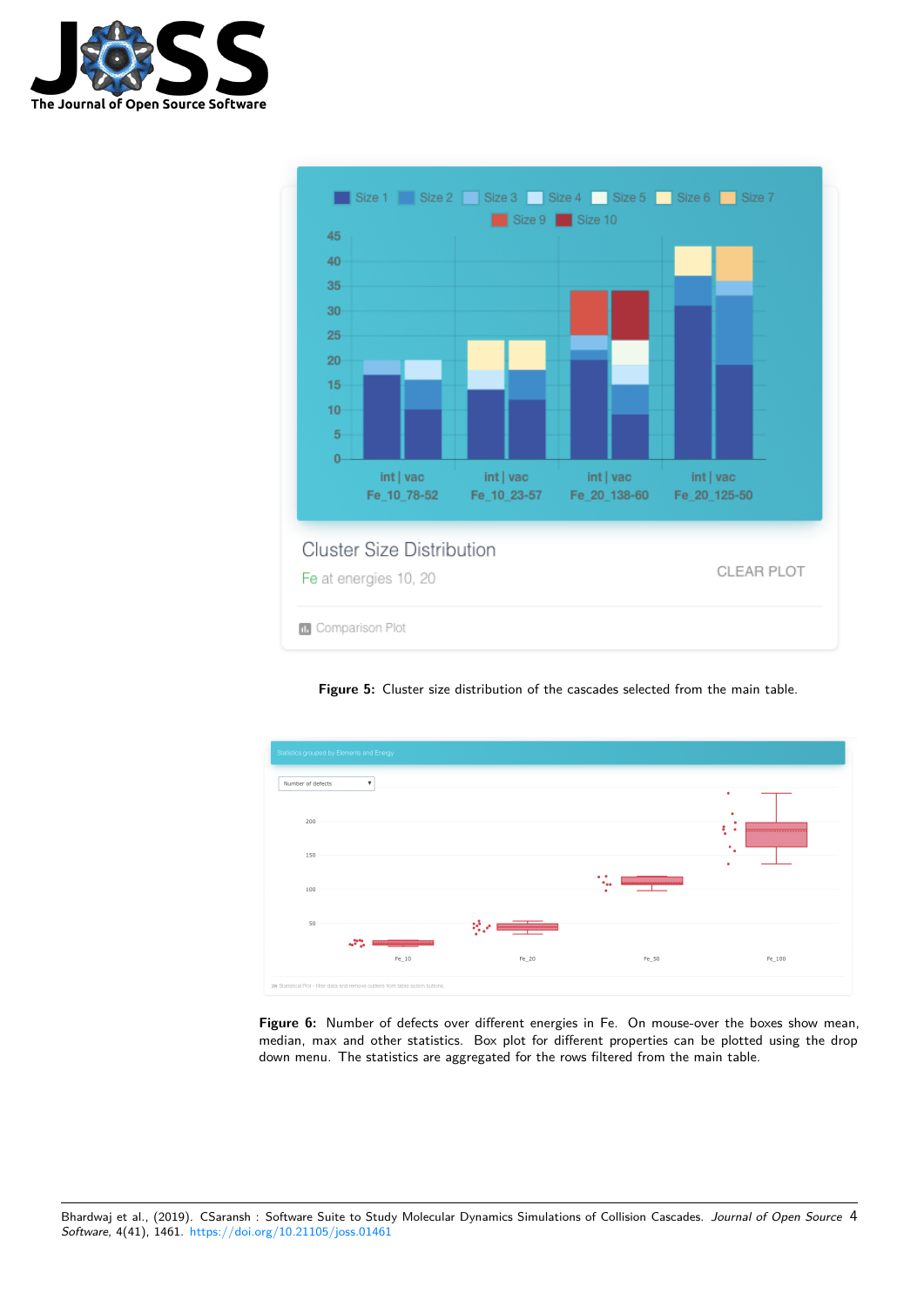**Figure 5:** Cluster size distribution of the cascades selected from the main table.

**Figure 6:** Number of defects over different energies in Fe. On mouse-over the boxes show mean, median, max and other statistics. Box plot for different properties can be plotted using the drop down menu. The statistics are aggregated for the rows filtered from the main table.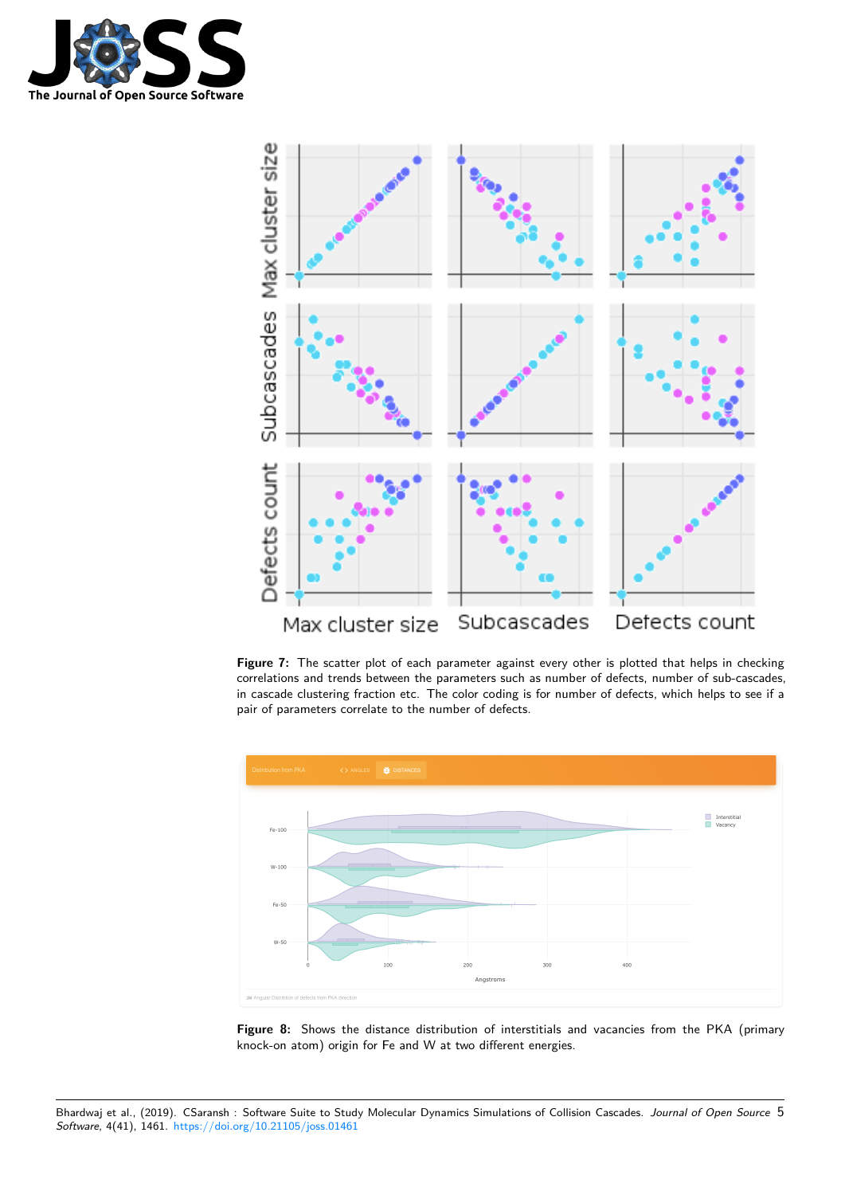**Figure 7:** The scatter plot of each parameter against every other is plotted that helps in checking correlations and trends between the parameters such as number of defects, number of sub-cascades, in cascade clustering fraction etc. The color coding is for number of defects, which helps to see if a pair of parameters correlate to the number of defects.

**Figure 8:** Shows the distance distribution of interstitials and vacancies from the PKA (primary knock-on atom) origin for Fe and W at two different energies.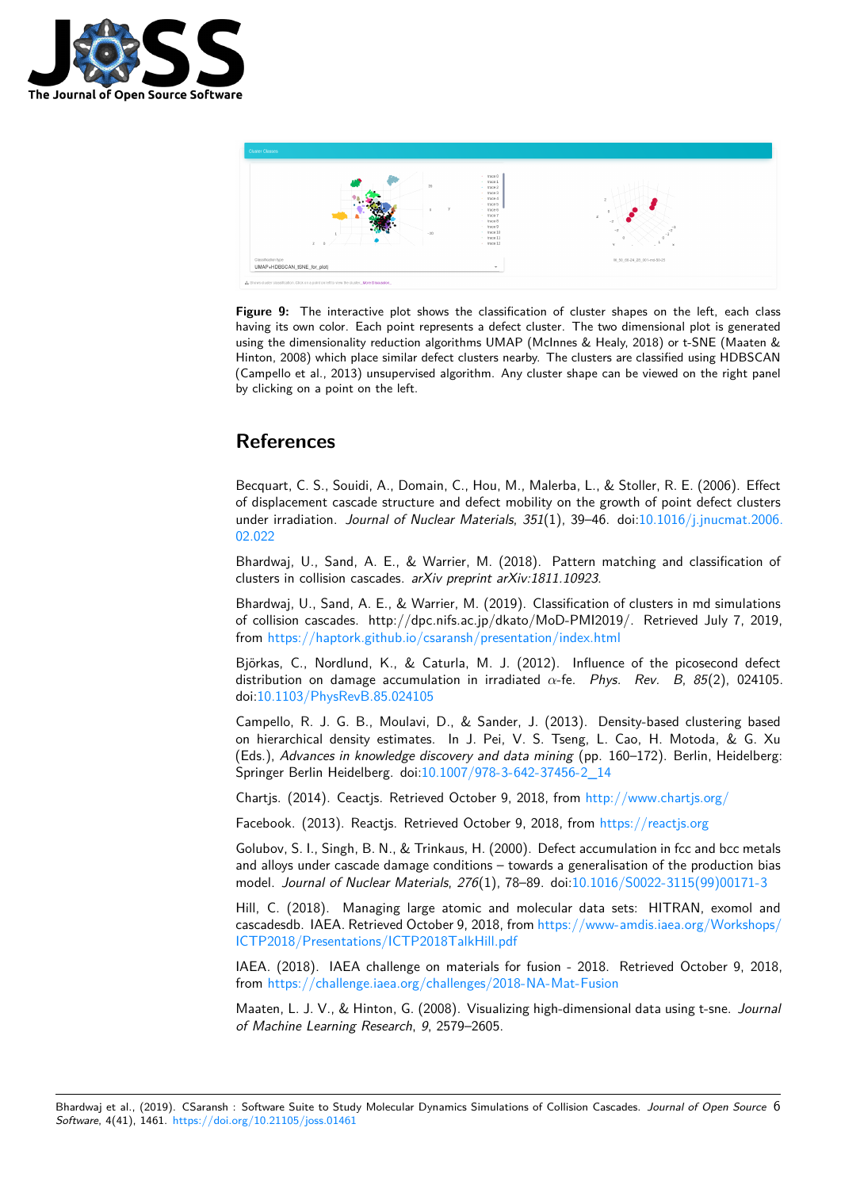**Figure 9:** The interactive plot shows the classification of cluster shapes on the left, each class having its own color. Each point represents a defect cluster. The two dimensional plot is generated using the dimensionality reduction algorithms UMAP (McInnes & Healy, 2018) or t-SNE (Maaten & Hinton, 2008) which place similar defect clusters nearby. The clusters are classified using HDBSCAN (Campello et al., 2013) unsupervised algorithm. Any cluster shape can be viewed on the right panel by clicking on a point on the left.

## References

Becquart, C. S., Souidi, A., Domain, C., Hou, M., Malerba, L., & Stoller, R. E. (2006). Effect of displacement cascade structure and defect mobility on the growth of point defect clusters under irradiation. *Journal of Nuclear Materials*, *351*(1), 39–46. doi:10.1016/j.jnucmat.2006.02.022

Bhardwaj, U., Sand, A. E., & Warrier, M. (2018). Pattern matching and classification of clusters in collision cascades. *arXiv preprint arXiv:1811.10923*.

Bhardwaj, U., Sand, A. E., & Warrier, M. (2019). Classification of clusters in md simulations of collision cascades. http://dpc.nifs.ac.jp/dkato/MoD-PMI2019/. Retrieved July 7, 2019, from https://haptork.github.io/csaransh/presentation/index.html

Björkas, C., Nordlund, K., & Caturla, M. J. (2012). Influence of the picosecond defect distribution on damage accumulation in irradiated $\alpha$-fe. *Phys. Rev. B*, *85*(2), 024105. doi:10.1103/PhysRevB.85.024105

Campello, R. J. G. B., Moulavi, D., & Sander, J. (2013). Density-based clustering based on hierarchical density estimates. In J. Pei, V. S. Tseng, L. Cao, H. Motoda, & G. Xu (Eds.), *Advances in knowledge discovery and data mining* (pp. 160–172). Berlin, Heidelberg: Springer Berlin Heidelberg. doi:10.1007/978-3-642-37456-2_14

Chartjs. (2014). Ceactjs. Retrieved October 9, 2018, from http://www.chartjs.org/

Facebook. (2013). Reactjs. Retrieved October 9, 2018, from https://reactjs.org

Golubov, S. I., Singh, B. N., & Trinkaus, H. (2000). Defect accumulation in fcc and bcc metals and alloys under cascade damage conditions – towards a generalisation of the production bias model. *Journal of Nuclear Materials*, *276*(1), 78–89. doi:10.1016/S0022-3115(99)00171-3

Hill, C. (2018). Managing large atomic and molecular data sets: HITRAN, exomol and cascadesdb. IAEA. Retrieved October 9, 2018, from https://www-amdis.iaea.org/Workshops/ICTP2018/Presentations/ICTP2018TalkHill.pdf

IAEA. (2018). IAEA challenge on materials for fusion - 2018. Retrieved October 9, 2018, from https://challenge.iaea.org/challenges/2018-NA-Mat-Fusion

Maaten, L. J. V., & Hinton, G. (2008). Visualizing high-dimensional data using t-sne. *Journal of Machine Learning Research*, *9*, 2579–2605.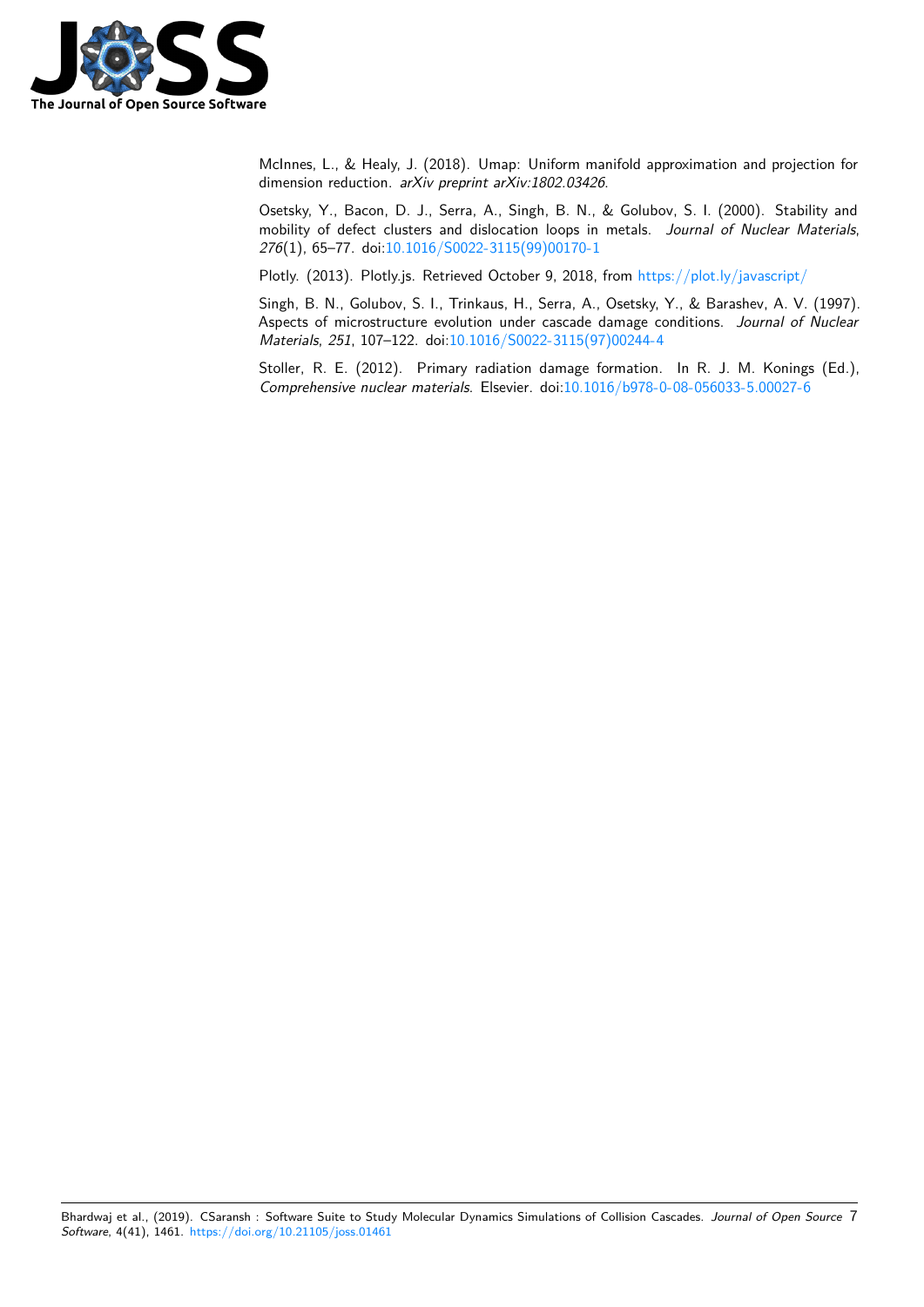McInnes, L., & Healy, J. (2018). Umap: Uniform manifold approximation and projection for dimension reduction. *arXiv preprint arXiv:1802.03426*.

Osetsky, Y., Bacon, D. J., Serra, A., Singh, B. N., & Golubov, S. I. (2000). Stability and mobility of defect clusters and dislocation loops in metals. *Journal of Nuclear Materials*, *276*(1), 65–77. doi:10.1016/S0022-3115(99)00170-1

Plotly. (2013). Plotly.js. Retrieved October 9, 2018, from https://plot.ly/javascript/

Singh, B. N., Golubov, S. I., Trinkaus, H., Serra, A., Osetsky, Y., & Barashev, A. V. (1997). Aspects of microstructure evolution under cascade damage conditions. *Journal of Nuclear Materials*, *251*, 107–122. doi:10.1016/S0022-3115(97)00244-4

Stoller, R. E. (2012). Primary radiation damage formation. In R. J. M. Konings (Ed.), *Comprehensive nuclear materials*. Elsevier. doi:10.1016/b978-0-08-056033-5.00027-6